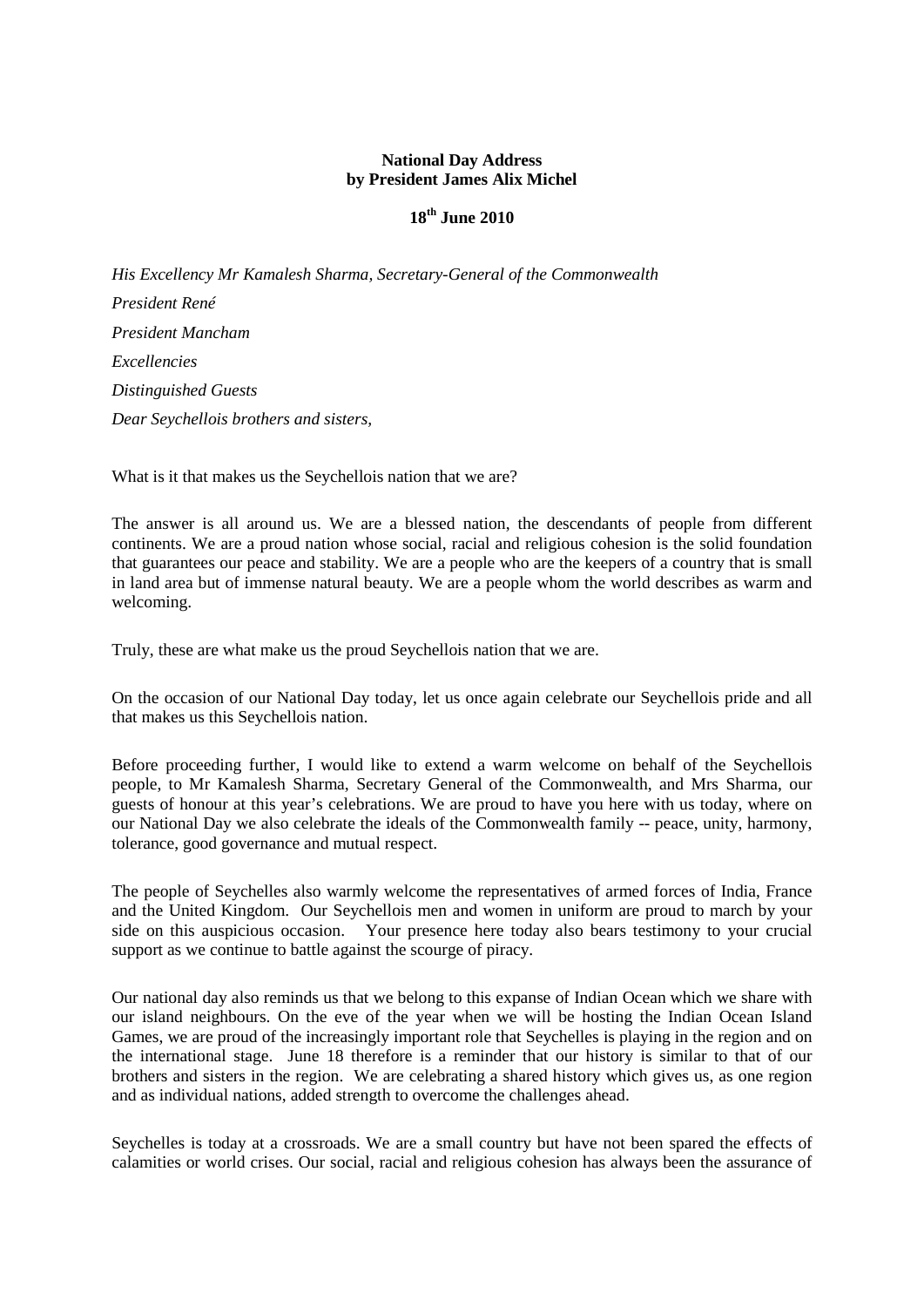**National Day Address**
**by President James Alix Michel**

**18th June 2010**

*His Excellency Mr Kamalesh Sharma, Secretary-General of the Commonwealth*

*President René*

*President Mancham*

*Excellencies*

*Distinguished Guests*

*Dear Seychellois brothers and sisters,*

What is it that makes us the Seychellois nation that we are?

The answer is all around us. We are a blessed nation, the descendants of people from different continents. We are a proud nation whose social, racial and religious cohesion is the solid foundation that guarantees our peace and stability. We are a people who are the keepers of a country that is small in land area but of immense natural beauty. We are a people whom the world describes as warm and welcoming.

Truly, these are what make us the proud Seychellois nation that we are.

On the occasion of our National Day today, let us once again celebrate our Seychellois pride and all that makes us this Seychellois nation.

Before proceeding further, I would like to extend a warm welcome on behalf of the Seychellois people, to Mr Kamalesh Sharma, Secretary General of the Commonwealth, and Mrs Sharma, our guests of honour at this year's celebrations. We are proud to have you here with us today, where on our National Day we also celebrate the ideals of the Commonwealth family -- peace, unity, harmony, tolerance, good governance and mutual respect.

The people of Seychelles also warmly welcome the representatives of armed forces of India, France and the United Kingdom. Our Seychellois men and women in uniform are proud to march by your side on this auspicious occasion. Your presence here today also bears testimony to your crucial support as we continue to battle against the scourge of piracy.

Our national day also reminds us that we belong to this expanse of Indian Ocean which we share with our island neighbours. On the eve of the year when we will be hosting the Indian Ocean Island Games, we are proud of the increasingly important role that Seychelles is playing in the region and on the international stage. June 18 therefore is a reminder that our history is similar to that of our brothers and sisters in the region. We are celebrating a shared history which gives us, as one region and as individual nations, added strength to overcome the challenges ahead.

Seychelles is today at a crossroads. We are a small country but have not been spared the effects of calamities or world crises. Our social, racial and religious cohesion has always been the assurance of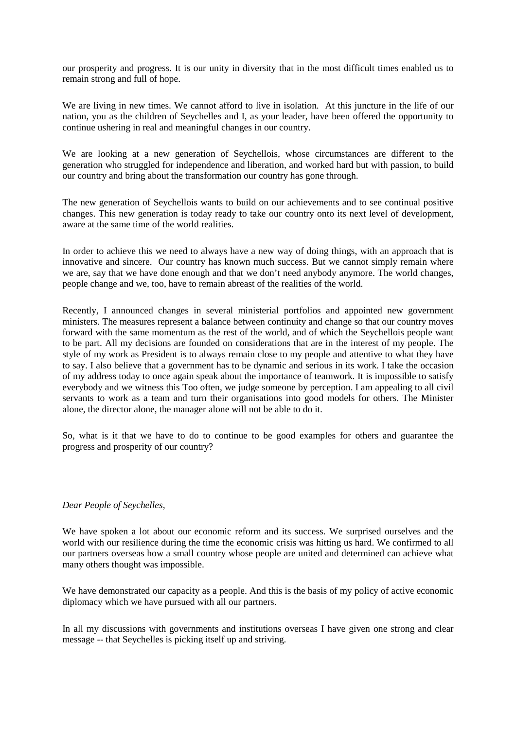our prosperity and progress. It is our unity in diversity that in the most difficult times enabled us to remain strong and full of hope.

We are living in new times. We cannot afford to live in isolation. At this juncture in the life of our nation, you as the children of Seychelles and I, as your leader, have been offered the opportunity to continue ushering in real and meaningful changes in our country.

We are looking at a new generation of Seychellois, whose circumstances are different to the generation who struggled for independence and liberation, and worked hard but with passion, to build our country and bring about the transformation our country has gone through.

The new generation of Seychellois wants to build on our achievements and to see continual positive changes. This new generation is today ready to take our country onto its next level of development, aware at the same time of the world realities.

In order to achieve this we need to always have a new way of doing things, with an approach that is innovative and sincere. Our country has known much success. But we cannot simply remain where we are, say that we have done enough and that we don't need anybody anymore. The world changes, people change and we, too, have to remain abreast of the realities of the world.

Recently, I announced changes in several ministerial portfolios and appointed new government ministers. The measures represent a balance between continuity and change so that our country moves forward with the same momentum as the rest of the world, and of which the Seychellois people want to be part. All my decisions are founded on considerations that are in the interest of my people. The style of my work as President is to always remain close to my people and attentive to what they have to say. I also believe that a government has to be dynamic and serious in its work. I take the occasion of my address today to once again speak about the importance of teamwork. It is impossible to satisfy everybody and we witness this Too often, we judge someone by perception. I am appealing to all civil servants to work as a team and turn their organisations into good models for others. The Minister alone, the director alone, the manager alone will not be able to do it.

So, what is it that we have to do to continue to be good examples for others and guarantee the progress and prosperity of our country?

*Dear People of Seychelles,*

We have spoken a lot about our economic reform and its success. We surprised ourselves and the world with our resilience during the time the economic crisis was hitting us hard. We confirmed to all our partners overseas how a small country whose people are united and determined can achieve what many others thought was impossible.

We have demonstrated our capacity as a people. And this is the basis of my policy of active economic diplomacy which we have pursued with all our partners.

In all my discussions with governments and institutions overseas I have given one strong and clear message -- that Seychelles is picking itself up and striving.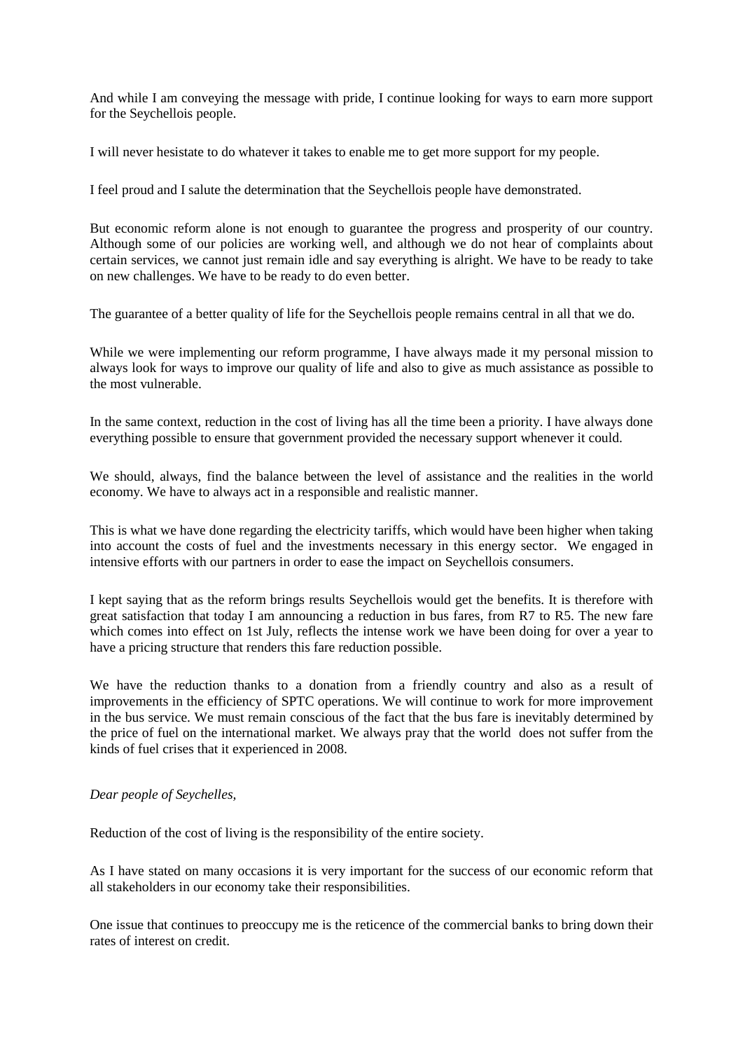And while I am conveying the message with pride, I continue looking for ways to earn more support for the Seychellois people.

I will never hesitate to do whatever it takes to enable me to get more support for my people.

I feel proud and I salute the determination that the Seychellois people have demonstrated.

But economic reform alone is not enough to guarantee the progress and prosperity of our country. Although some of our policies are working well, and although we do not hear of complaints about certain services, we cannot just remain idle and say everything is alright. We have to be ready to take on new challenges. We have to be ready to do even better.

The guarantee of a better quality of life for the Seychellois people remains central in all that we do.

While we were implementing our reform programme, I have always made it my personal mission to always look for ways to improve our quality of life and also to give as much assistance as possible to the most vulnerable.

In the same context, reduction in the cost of living has all the time been a priority. I have always done everything possible to ensure that government provided the necessary support whenever it could.

We should, always, find the balance between the level of assistance and the realities in the world economy. We have to always act in a responsible and realistic manner.

This is what we have done regarding the electricity tariffs, which would have been higher when taking into account the costs of fuel and the investments necessary in this energy sector. We engaged in intensive efforts with our partners in order to ease the impact on Seychellois consumers.

I kept saying that as the reform brings results Seychellois would get the benefits. It is therefore with great satisfaction that today I am announcing a reduction in bus fares, from R7 to R5. The new fare which comes into effect on 1st July, reflects the intense work we have been doing for over a year to have a pricing structure that renders this fare reduction possible.

We have the reduction thanks to a donation from a friendly country and also as a result of improvements in the efficiency of SPTC operations. We will continue to work for more improvement in the bus service. We must remain conscious of the fact that the bus fare is inevitably determined by the price of fuel on the international market. We always pray that the world does not suffer from the kinds of fuel crises that it experienced in 2008.

*Dear people of Seychelles,*

Reduction of the cost of living is the responsibility of the entire society.

As I have stated on many occasions it is very important for the success of our economic reform that all stakeholders in our economy take their responsibilities.

One issue that continues to preoccupy me is the reticence of the commercial banks to bring down their rates of interest on credit.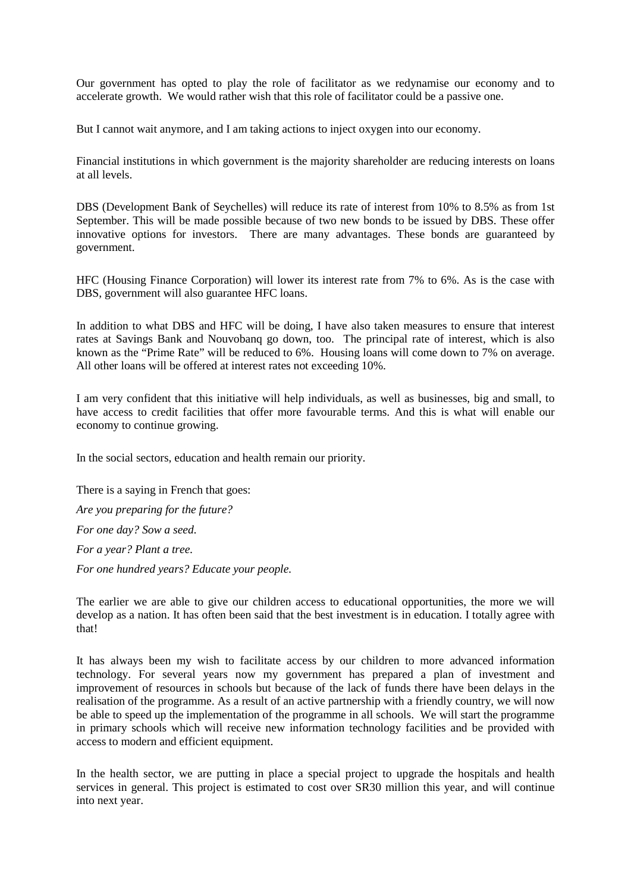Our government has opted to play the role of facilitator as we redynamise our economy and to accelerate growth. We would rather wish that this role of facilitator could be a passive one.

But I cannot wait anymore, and I am taking actions to inject oxygen into our economy.

Financial institutions in which government is the majority shareholder are reducing interests on loans at all levels.

DBS (Development Bank of Seychelles) will reduce its rate of interest from 10% to 8.5% as from 1st September. This will be made possible because of two new bonds to be issued by DBS. These offer innovative options for investors. There are many advantages. These bonds are guaranteed by government.

HFC (Housing Finance Corporation) will lower its interest rate from 7% to 6%. As is the case with DBS, government will also guarantee HFC loans.

In addition to what DBS and HFC will be doing, I have also taken measures to ensure that interest rates at Savings Bank and Nouvobanq go down, too. The principal rate of interest, which is also known as the "Prime Rate" will be reduced to 6%. Housing loans will come down to 7% on average. All other loans will be offered at interest rates not exceeding 10%.

I am very confident that this initiative will help individuals, as well as businesses, big and small, to have access to credit facilities that offer more favourable terms. And this is what will enable our economy to continue growing.

In the social sectors, education and health remain our priority.

There is a saying in French that goes:

*Are you preparing for the future?*

*For one day? Sow a seed.*

*For a year? Plant a tree.*

*For one hundred years? Educate your people.*

The earlier we are able to give our children access to educational opportunities, the more we will develop as a nation. It has often been said that the best investment is in education. I totally agree with that!

It has always been my wish to facilitate access by our children to more advanced information technology. For several years now my government has prepared a plan of investment and improvement of resources in schools but because of the lack of funds there have been delays in the realisation of the programme. As a result of an active partnership with a friendly country, we will now be able to speed up the implementation of the programme in all schools. We will start the programme in primary schools which will receive new information technology facilities and be provided with access to modern and efficient equipment.

In the health sector, we are putting in place a special project to upgrade the hospitals and health services in general. This project is estimated to cost over SR30 million this year, and will continue into next year.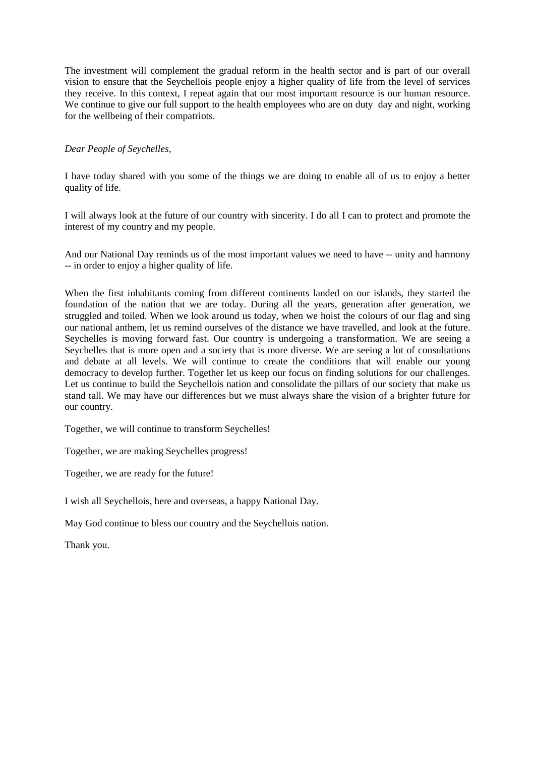The investment will complement the gradual reform in the health sector and is part of our overall vision to ensure that the Seychellois people enjoy a higher quality of life from the level of services they receive. In this context, I repeat again that our most important resource is our human resource. We continue to give our full support to the health employees who are on duty day and night, working for the wellbeing of their compatriots.

*Dear People of Seychelles,*

I have today shared with you some of the things we are doing to enable all of us to enjoy a better quality of life.

I will always look at the future of our country with sincerity. I do all I can to protect and promote the interest of my country and my people.

And our National Day reminds us of the most important values we need to have -- unity and harmony -- in order to enjoy a higher quality of life.

When the first inhabitants coming from different continents landed on our islands, they started the foundation of the nation that we are today. During all the years, generation after generation, we struggled and toiled. When we look around us today, when we hoist the colours of our flag and sing our national anthem, let us remind ourselves of the distance we have travelled, and look at the future. Seychelles is moving forward fast. Our country is undergoing a transformation. We are seeing a Seychelles that is more open and a society that is more diverse. We are seeing a lot of consultations and debate at all levels. We will continue to create the conditions that will enable our young democracy to develop further. Together let us keep our focus on finding solutions for our challenges. Let us continue to build the Seychellois nation and consolidate the pillars of our society that make us stand tall. We may have our differences but we must always share the vision of a brighter future for our country.

Together, we will continue to transform Seychelles!

Together, we are making Seychelles progress!

Together, we are ready for the future!

I wish all Seychellois, here and overseas, a happy National Day.

May God continue to bless our country and the Seychellois nation.

Thank you.